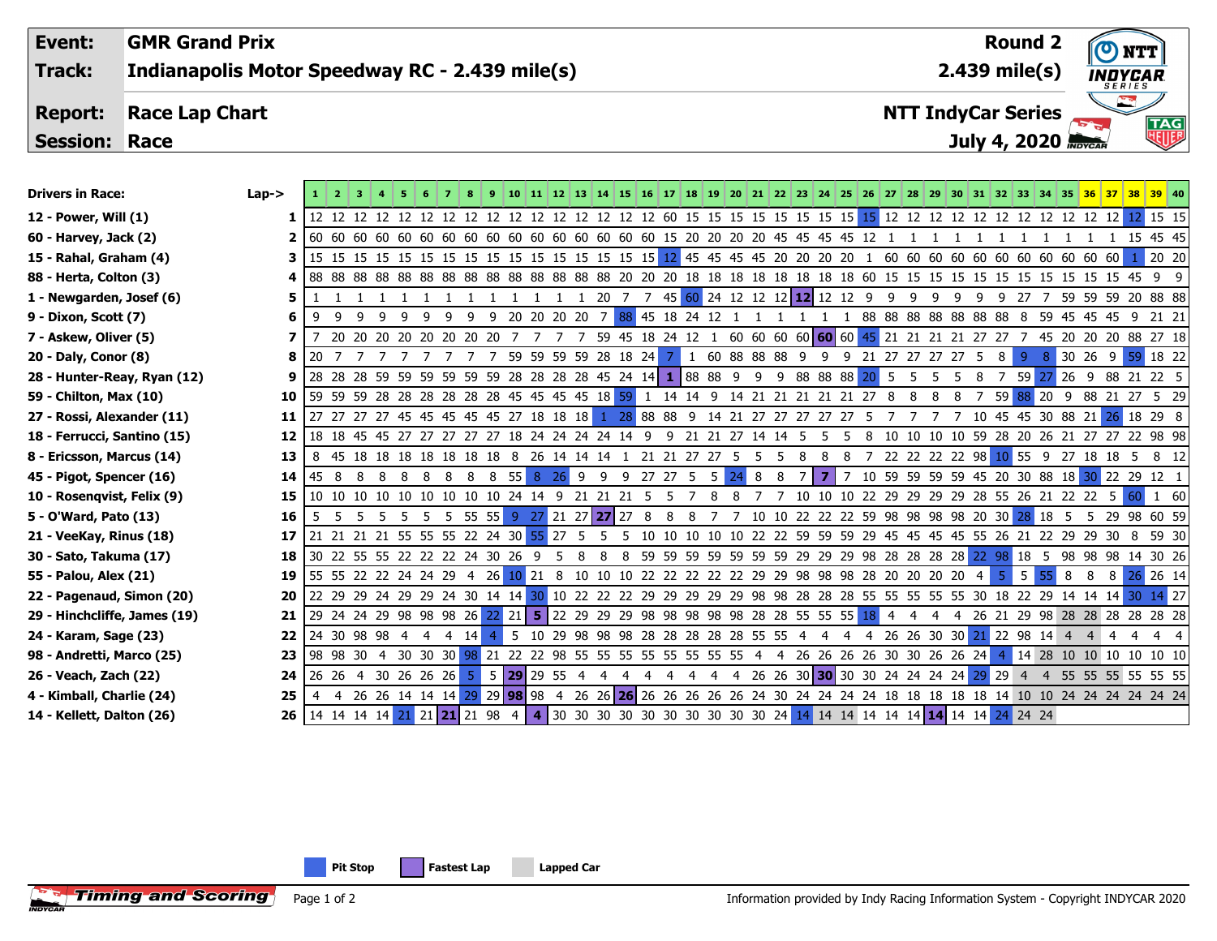| Event: | GMR Grand Prix | Round 2 |
|---|---|---|
| Track: | Indianapolis Motor Speedway RC - 2.439 mile(s) | 2.439 mile(s) |
| Report: | Race Lap Chart | NTT IndyCar Series |
| Session: | Race | July 4, 2020 |

| Drivers in Race: | Lap-> | 1 | 2 | 3 | 4 | 5 | 6 | 7 | 8 | 9 | 10 | 11 | 12 | 13 | 14 | 15 | 16 | 17 | 18 | 19 | 20 | 21 | 22 | 23 | 24 | 25 | 26 | 27 | 28 | 29 | 30 | 31 | 32 | 33 | 34 | 35 | 36 | 37 | 38 | 39 | 40 |
|---|---|---|---|---|---|---|---|---|---|---|---|---|---|---|---|---|---|---|---|---|---|---|---|---|---|---|---|---|---|---|---|---|---|---|---|---|---|---|---|---|---|
| 12 - Power, Will (1) | 1 | 12 | 12 | 12 | 12 | 12 | 12 | 12 | 12 | 12 | 12 | 12 | 12 | 12 | 12 | 12 | 12 | 60 | 15 | 15 | 15 | 15 | 15 | 15 | 15 | 15 | 15 | 12 | 12 | 12 | 12 | 12 | 12 | 12 | 12 | 12 | 12 | 12 | 12 | 15 | 15 |
| 60 - Harvey, Jack (2) | 2 | 60 | 60 | 60 | 60 | 60 | 60 | 60 | 60 | 60 | 60 | 60 | 60 | 60 | 60 | 60 | 60 | 15 | 20 | 20 | 20 | 20 | 45 | 45 | 45 | 45 | 12 | 1 | 1 | 1 | 1 | 1 | 1 | 1 | 1 | 1 | 1 | 1 | 15 | 45 | 45 |
| 15 - Rahal, Graham (4) | 3 | 15 | 15 | 15 | 15 | 15 | 15 | 15 | 15 | 15 | 15 | 15 | 15 | 15 | 15 | 15 | 15 | 12 | 45 | 45 | 45 | 45 | 20 | 20 | 20 | 20 | 1 | 60 | 60 | 60 | 60 | 60 | 60 | 60 | 60 | 60 | 60 | 60 | 1 | 20 | 20 |
| 88 - Herta, Colton (3) | 4 | 88 | 88 | 88 | 88 | 88 | 88 | 88 | 88 | 88 | 88 | 88 | 88 | 88 | 88 | 88 | 20 | 20 | 20 | 18 | 18 | 18 | 18 | 18 | 18 | 18 | 60 | 15 | 15 | 15 | 15 | 15 | 15 | 15 | 15 | 15 | 15 | 15 | 45 | 9 | 9 |
| 1 - Newgarden, Josef (6) | 5 | 1 | 1 | 1 | 1 | 1 | 1 | 1 | 1 | 1 | 1 | 1 | 1 | 1 | 1 | 20 | 7 | 7 | 45 | 60 | 24 | 12 | 12 | 12 | 12 | 12 | 12 | 9 | 9 | 9 | 9 | 9 | 9 | 9 | 27 | 7 | 59 | 59 | 59 | 20 | 88 | 88 |
| 9 - Dixon, Scott (7) | 6 | 9 | 9 | 9 | 9 | 9 | 9 | 9 | 9 | 9 | 20 | 20 | 20 | 20 | 20 | 7 | 88 | 45 | 18 | 24 | 12 | 1 | 1 | 1 | 1 | 1 | 1 | 88 | 88 | 88 | 88 | 88 | 88 | 88 | 8 | 59 | 45 | 45 | 45 | 9 | 21 | 21 |
| 7 - Askew, Oliver (5) | 7 | 7 | 20 | 20 | 20 | 20 | 20 | 20 | 20 | 20 | 7 | 7 | 7 | 7 | 59 | 45 | 18 | 24 | 12 | 1 | 60 | 60 | 60 | 60 | 60 | 60 | 45 | 21 | 21 | 21 | 21 | 27 | 27 | 7 | 45 | 20 | 20 | 20 | 88 | 27 | 18 |
| 20 - Daly, Conor (8) | 8 | 20 | 7 | 7 | 7 | 7 | 7 | 7 | 7 | 7 | 59 | 59 | 59 | 59 | 28 | 18 | 24 | 7 | 1 | 60 | 88 | 88 | 88 | 9 | 9 | 9 | 21 | 27 | 27 | 27 | 27 | 5 | 8 | 9 | 8 | 30 | 26 | 9 | 59 | 18 | 22 |
| 28 - Hunter-Reay, Ryan (12) | 9 | 28 | 28 | 28 | 59 | 59 | 59 | 59 | 59 | 59 | 28 | 28 | 28 | 28 | 45 | 24 | 14 | 1 | 88 | 88 | 9 | 9 | 9 | 88 | 88 | 88 | 20 | 5 | 5 | 5 | 5 | 8 | 7 | 59 | 27 | 26 | 9 | 88 | 21 | 22 | 5 |
| 59 - Chilton, Max (10) | 10 | 59 | 59 | 59 | 28 | 28 | 28 | 28 | 28 | 28 | 45 | 45 | 45 | 45 | 18 | 59 | 1 | 14 | 14 | 9 | 14 | 21 | 21 | 21 | 21 | 21 | 27 | 8 | 8 | 8 | 8 | 7 | 59 | 88 | 20 | 9 | 88 | 21 | 27 | 5 | 29 |
| 27 - Rossi, Alexander (11) | 11 | 27 | 27 | 27 | 27 | 45 | 45 | 45 | 45 | 45 | 27 | 18 | 18 | 18 | 1 | 28 | 88 | 88 | 9 | 14 | 21 | 27 | 27 | 27 | 27 | 27 | 5 | 7 | 7 | 7 | 7 | 10 | 45 | 45 | 30 | 88 | 21 | 26 | 18 | 29 | 8 |
| 18 - Ferrucci, Santino (15) | 12 | 18 | 18 | 45 | 45 | 27 | 27 | 27 | 27 | 27 | 18 | 24 | 24 | 24 | 24 | 14 | 9 | 9 | 21 | 21 | 27 | 14 | 14 | 5 | 5 | 5 | 8 | 10 | 10 | 10 | 10 | 59 | 28 | 20 | 26 | 21 | 27 | 27 | 22 | 98 | 98 |
| 8 - Ericsson, Marcus (14) | 13 | 8 | 45 | 18 | 18 | 18 | 18 | 18 | 18 | 18 | 8 | 26 | 14 | 14 | 14 | 1 | 21 | 21 | 27 | 27 | 5 | 5 | 5 | 8 | 8 | 8 | 7 | 22 | 22 | 22 | 22 | 98 | 10 | 55 | 9 | 27 | 18 | 18 | 5 | 8 | 12 |
| 45 - Pigot, Spencer (16) | 14 | 45 | 8 | 8 | 8 | 8 | 8 | 8 | 8 | 8 | 55 | 8 | 26 | 9 | 9 | 9 | 27 | 27 | 5 | 5 | 24 | 8 | 8 | 7 | 7 | 7 | 10 | 59 | 59 | 59 | 59 | 45 | 20 | 30 | 88 | 18 | 30 | 22 | 29 | 12 | 1 |
| 10 - Rosenqvist, Felix (9) | 15 | 10 | 10 | 10 | 10 | 10 | 10 | 10 | 10 | 10 | 24 | 14 | 9 | 21 | 21 | 21 | 5 | 5 | 7 | 8 | 8 | 7 | 7 | 10 | 10 | 10 | 22 | 29 | 29 | 29 | 29 | 28 | 55 | 26 | 21 | 22 | 22 | 5 | 60 | 1 | 60 |
| 5 - O'Ward, Pato (13) | 16 | 5 | 5 | 5 | 5 | 5 | 5 | 5 | 55 | 55 | 9 | 27 | 21 | 27 | 27 | 27 | 8 | 8 | 8 | 7 | 7 | 10 | 10 | 22 | 22 | 22 | 59 | 98 | 98 | 98 | 98 | 20 | 30 | 28 | 18 | 5 | 5 | 29 | 98 | 60 | 59 |
| 21 - VeeKay, Rinus (18) | 17 | 21 | 21 | 21 | 21 | 55 | 55 | 55 | 22 | 24 | 30 | 55 | 27 | 5 | 5 | 5 | 10 | 10 | 10 | 10 | 10 | 22 | 22 | 59 | 59 | 59 | 29 | 45 | 45 | 45 | 45 | 55 | 26 | 21 | 22 | 29 | 29 | 30 | 8 | 59 | 30 |
| 30 - Sato, Takuma (17) | 18 | 30 | 22 | 55 | 55 | 22 | 22 | 22 | 24 | 30 | 26 | 9 | 5 | 8 | 8 | 8 | 59 | 59 | 59 | 59 | 59 | 59 | 59 | 29 | 29 | 29 | 98 | 28 | 28 | 28 | 28 | 22 | 98 | 18 | 5 | 98 | 98 | 98 | 14 | 30 | 26 |
| 55 - Palou, Alex (21) | 19 | 55 | 55 | 22 | 22 | 24 | 24 | 29 | 4 | 26 | 10 | 21 | 8 | 10 | 10 | 10 | 22 | 22 | 22 | 22 | 22 | 29 | 29 | 98 | 98 | 98 | 28 | 20 | 20 | 20 | 20 | 4 | 5 | 5 | 55 | 8 | 8 | 8 | 26 | 26 | 14 |
| 22 - Pagenaud, Simon (20) | 20 | 22 | 29 | 29 | 24 | 29 | 29 | 24 | 30 | 14 | 14 | 30 | 10 | 22 | 22 | 22 | 29 | 29 | 29 | 29 | 29 | 98 | 98 | 28 | 28 | 28 | 55 | 55 | 55 | 55 | 55 | 30 | 18 | 22 | 29 | 14 | 14 | 14 | 30 | 14 | 27 |
| 29 - Hinchcliffe, James (19) | 21 | 29 | 24 | 24 | 29 | 98 | 98 | 98 | 26 | 22 | 21 | 5 | 22 | 29 | 29 | 29 | 98 | 98 | 98 | 98 | 98 | 28 | 28 | 55 | 55 | 55 | 18 | 4 | 4 | 4 | 4 | 26 | 21 | 29 | 98 | 28 | 28 | 28 | 28 | 28 | 28 |
| 24 - Karam, Sage (23) | 22 | 24 | 30 | 98 | 98 | 4 | 4 | 4 | 14 | 4 | 5 | 10 | 29 | 98 | 98 | 98 | 28 | 28 | 28 | 28 | 28 | 55 | 55 | 4 | 4 | 4 | 4 | 26 | 26 | 30 | 30 | 21 | 22 | 98 | 14 | 4 | 4 | 4 | 4 | 4 | 4 |
| 98 - Andretti, Marco (25) | 23 | 98 | 98 | 30 | 4 | 30 | 30 | 30 | 98 | 21 | 22 | 22 | 98 | 55 | 55 | 55 | 55 | 55 | 55 | 55 | 55 | 4 | 4 | 26 | 26 | 26 | 26 | 30 | 30 | 26 | 26 | 24 | 4 | 14 | 28 | 10 | 10 | 10 | 10 | 10 | 10 |
| 26 - Veach, Zach (22) | 24 | 26 | 26 | 4 | 30 | 26 | 26 | 26 | 5 | 5 | 29 | 29 | 55 | 4 | 4 | 4 | 4 | 4 | 4 | 4 | 4 | 26 | 26 | 30 | 30 | 30 | 30 | 24 | 24 | 24 | 24 | 29 | 29 | 4 | 4 | 55 | 55 | 55 | 55 | 55 | 55 |
| 4 - Kimball, Charlie (24) | 25 | 4 | 4 | 26 | 26 | 14 | 14 | 14 | 29 | 29 | 98 | 98 | 4 | 26 | 26 | 26 | 26 | 26 | 26 | 26 | 26 | 24 | 30 | 24 | 24 | 24 | 24 | 18 | 18 | 18 | 18 | 18 | 14 | 10 | 10 | 24 | 24 | 24 | 24 | 24 | 24 |
| 14 - Kellett, Dalton (26) | 26 | 14 | 14 | 14 | 14 | 21 | 21 | 21 | 21 | 98 | 4 | 4 | 30 | 30 | 30 | 30 | 30 | 30 | 30 | 30 | 30 | 30 | 24 | 14 | 14 | 14 | 14 | 14 | 14 | 14 | 14 | 14 | 24 | 24 | 24 | | | | | | |

Pit Stop | Fastest Lap | Lapped Car

Information provided by Indy Racing Information System - Copyright INDYCAR 2020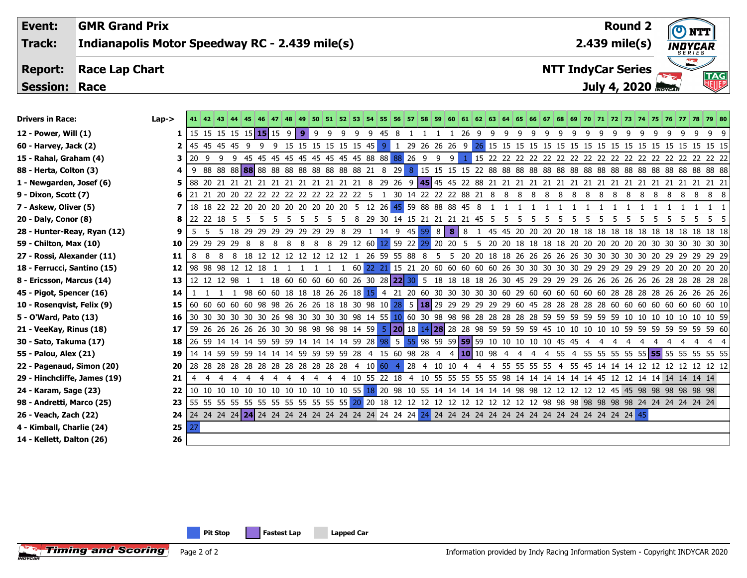| Event: | GMR Grand Prix | Round 2 |
|---|---|---|
| Track: | Indianapolis Motor Speedway RC - 2.439 mile(s) | 2.439 mile(s) |
| Report: | Race Lap Chart | NTT IndyCar Series |
| Session: | Race | July 4, 2020 |

| Drivers in Race: | Lap-> | 41 | 42 | 43 | 44 | 45 | 46 | 47 | 48 | 49 | 50 | 51 | 52 | 53 | 54 | 55 | 56 | 57 | 58 | 59 | 60 | 61 | 62 | 63 | 64 | 65 | 66 | 67 | 68 | 69 | 70 | 71 | 72 | 73 | 74 | 75 | 76 | 77 | 78 | 79 | 80 |
|---|---|---|---|---|---|---|---|---|---|---|---|---|---|---|---|---|---|---|---|---|---|---|---|---|---|---|---|---|---|---|---|---|---|---|---|---|---|---|---|---|---|
| 12 - Power, Will (1) | 1 | 15 | 15 | 15 | 15 | 15 | 15 | 15 | 9 | 9 | 9 | 9 | 9 | 9 | 9 | 45 | 8 | 1 | 1 | 1 | 1 | 26 | 9 | 9 | 9 | 9 | 9 | 9 | 9 | 9 | 9 | 9 | 9 | 9 | 9 | 9 | 9 | 9 | 9 | 9 | 9 |
| 60 - Harvey, Jack (2) | 2 | 45 | 45 | 45 | 45 | 9 | 9 | 9 | 15 | 15 | 15 | 15 | 15 | 15 | 45 | 9 | 1 | 29 | 26 | 26 | 26 | 9 | 26 | 15 | 15 | 15 | 15 | 15 | 15 | 15 | 15 | 15 | 15 | 15 | 15 | 15 | 15 | 15 | 15 | 15 | 15 |
| 15 - Rahal, Graham (4) | 3 | 20 | 9 | 9 | 9 | 45 | 45 | 45 | 45 | 45 | 45 | 45 | 45 | 45 | 88 | 88 | 88 | 26 | 9 | 9 | 9 | 1 | 15 | 22 | 22 | 22 | 22 | 22 | 22 | 22 | 22 | 22 | 22 | 22 | 22 | 22 | 22 | 22 | 22 | 22 | 22 |
| 88 - Herta, Colton (3) | 4 | 9 | 88 | 88 | 88 | 88 | 88 | 88 | 88 | 88 | 88 | 88 | 88 | 88 | 21 | 8 | 29 | 8 | 15 | 15 | 15 | 15 | 22 | 88 | 88 | 88 | 88 | 88 | 88 | 88 | 88 | 88 | 88 | 88 | 88 | 88 | 88 | 88 | 88 | 88 | 88 |
| 1 - Newgarden, Josef (6) | 5 | 88 | 20 | 21 | 21 | 21 | 21 | 21 | 21 | 21 | 21 | 21 | 21 | 21 | 8 | 29 | 26 | 9 | 45 | 45 | 45 | 22 | 88 | 21 | 21 | 21 | 21 | 21 | 21 | 21 | 21 | 21 | 21 | 21 | 21 | 21 | 21 | 21 | 21 | 21 | 21 |
| 9 - Dixon, Scott (7) | 6 | 21 | 21 | 20 | 20 | 22 | 22 | 22 | 22 | 22 | 22 | 22 | 22 | 22 | 5 | 1 | 30 | 14 | 22 | 22 | 22 | 88 | 21 | 8 | 8 | 8 | 8 | 8 | 8 | 8 | 8 | 8 | 8 | 8 | 8 | 8 | 8 | 8 | 8 | 8 | 8 |
| 7 - Askew, Oliver (5) | 7 | 18 | 18 | 22 | 22 | 20 | 20 | 20 | 20 | 20 | 20 | 20 | 20 | 5 | 12 | 26 | 45 | 59 | 88 | 88 | 88 | 45 | 8 | 1 | 1 | 1 | 1 | 1 | 1 | 1 | 1 | 1 | 1 | 1 | 1 | 1 | 1 | 1 | 1 | 1 | 1 |
| 20 - Daly, Conor (8) | 8 | 22 | 22 | 18 | 5 | 5 | 5 | 5 | 5 | 5 | 5 | 5 | 5 | 8 | 29 | 30 | 14 | 15 | 21 | 21 | 21 | 21 | 45 | 5 | 5 | 5 | 5 | 5 | 5 | 5 | 5 | 5 | 5 | 5 | 5 | 5 | 5 | 5 | 5 | 5 | 5 |
| 28 - Hunter-Reay, Ryan (12) | 9 | 5 | 5 | 5 | 18 | 29 | 29 | 29 | 29 | 29 | 29 | 29 | 8 | 29 | 1 | 14 | 9 | 45 | 59 | 8 | 8 | 8 | 1 | 45 | 45 | 20 | 20 | 20 | 20 | 18 | 18 | 18 | 18 | 18 | 18 | 18 | 18 | 18 | 18 | 18 | 18 |
| 59 - Chilton, Max (10) | 10 | 29 | 29 | 29 | 29 | 8 | 8 | 8 | 8 | 8 | 8 | 8 | 29 | 12 | 60 | 12 | 59 | 22 | 29 | 20 | 20 | 5 | 5 | 20 | 20 | 18 | 18 | 18 | 18 | 20 | 20 | 20 | 20 | 20 | 20 | 30 | 30 | 30 | 30 | 30 | 30 |
| 27 - Rossi, Alexander (11) | 11 | 8 | 8 | 8 | 8 | 18 | 12 | 12 | 12 | 12 | 12 | 12 | 12 | 1 | 26 | 59 | 55 | 88 | 8 | 5 | 5 | 20 | 20 | 18 | 18 | 26 | 26 | 26 | 26 | 26 | 30 | 30 | 30 | 30 | 30 | 20 | 29 | 29 | 29 | 29 | 29 |
| 18 - Ferrucci, Santino (15) | 12 | 98 | 98 | 98 | 12 | 12 | 18 | 1 | 1 | 1 | 1 | 1 | 1 | 60 | 22 | 21 | 15 | 21 | 20 | 60 | 60 | 60 | 60 | 26 | 30 | 30 | 30 | 30 | 30 | 30 | 29 | 29 | 29 | 29 | 29 | 29 | 20 | 20 | 20 | 20 | 20 |
| 8 - Ericsson, Marcus (14) | 13 | 12 | 12 | 12 | 98 | 1 | 1 | 18 | 60 | 60 | 60 | 60 | 60 | 26 | 30 | 28 | 22 | 30 | 5 | 18 | 18 | 18 | 18 | 26 | 30 | 45 | 29 | 29 | 29 | 29 | 26 | 26 | 26 | 26 | 26 | 26 | 28 | 28 | 28 | 28 | 28 |
| 45 - Pigot, Spencer (16) | 14 | 1 | 1 | 1 | 1 | 98 | 60 | 60 | 18 | 18 | 18 | 26 | 26 | 18 | 15 | 4 | 21 | 20 | 60 | 30 | 30 | 30 | 30 | 30 | 60 | 29 | 60 | 60 | 60 | 60 | 60 | 60 | 28 | 28 | 28 | 28 | 26 | 26 | 26 | 26 | 26 |
| 10 - Rosenqvist, Felix (9) | 15 | 60 | 60 | 60 | 60 | 60 | 98 | 98 | 26 | 26 | 26 | 18 | 18 | 30 | 98 | 10 | 28 | 5 | 18 | 29 | 29 | 29 | 29 | 29 | 29 | 60 | 45 | 28 | 28 | 28 | 28 | 28 | 60 | 60 | 60 | 60 | 60 | 60 | 60 | 60 | 10 |
| 5 - O'Ward, Pato (13) | 16 | 30 | 30 | 30 | 30 | 30 | 30 | 26 | 98 | 30 | 30 | 30 | 30 | 98 | 14 | 55 | 10 | 60 | 30 | 98 | 98 | 98 | 28 | 28 | 28 | 28 | 28 | 59 | 59 | 59 | 59 | 59 | 59 | 10 | 10 | 10 | 10 | 10 | 10 | 10 | 59 |
| 21 - VeeKay, Rinus (18) | 17 | 59 | 26 | 26 | 26 | 26 | 26 | 30 | 30 | 98 | 98 | 98 | 98 | 14 | 59 | 5 | 20 | 18 | 14 | 28 | 28 | 28 | 98 | 59 | 59 | 59 | 59 | 45 | 10 | 10 | 10 | 10 | 10 | 59 | 59 | 59 | 59 | 59 | 59 | 59 | 60 |
| 30 - Sato, Takuma (17) | 18 | 26 | 59 | 14 | 14 | 14 | 59 | 59 | 59 | 14 | 14 | 14 | 14 | 59 | 28 | 98 | 5 | 55 | 98 | 59 | 59 | 59 | 59 | 10 | 10 | 10 | 10 | 10 | 45 | 45 | 4 | 4 | 4 | 4 | 4 | 4 | 4 | 4 | 4 | 4 | 4 |
| 55 - Palou, Alex (21) | 19 | 14 | 14 | 59 | 59 | 59 | 14 | 14 | 14 | 59 | 59 | 59 | 59 | 28 | 4 | 15 | 60 | 98 | 28 | 4 | 4 | 10 | 10 | 98 | 4 | 4 | 4 | 4 | 55 | 4 | 55 | 55 | 55 | 55 | 55 | 55 | 55 | 55 | 55 | 55 | 55 |
| 22 - Pagenaud, Simon (20) | 20 | 28 | 28 | 28 | 28 | 28 | 28 | 28 | 28 | 28 | 28 | 28 | 28 | 4 | 10 | 60 | 4 | 28 | 4 | 10 | 10 | 4 | 4 | 4 | 55 | 55 | 55 | 55 | 4 | 55 | 45 | 14 | 14 | 14 | 12 | 12 | 12 | 12 | 12 | 12 | 12 |
| 29 - Hinchcliffe, James (19) | 21 | 4 | 4 | 4 | 4 | 4 | 4 | 4 | 4 | 4 | 4 | 4 | 4 | 10 | 55 | 22 | 18 | 4 | 10 | 55 | 55 | 55 | 55 | 55 | 98 | 14 | 14 | 14 | 14 | 14 | 14 | 45 | 12 | 12 | 14 | 14 | 14 | 14 | 14 | 14 | |
| 24 - Karam, Sage (23) | 22 | 10 | 10 | 10 | 10 | 10 | 10 | 10 | 10 | 10 | 10 | 10 | 10 | 55 | 18 | 20 | 98 | 10 | 55 | 14 | 14 | 14 | 14 | 14 | 14 | 98 | 98 | 12 | 12 | 12 | 12 | 12 | 45 | 45 | 98 | 98 | 98 | 98 | 98 | 98 | |
| 98 - Andretti, Marco (25) | 23 | 55 | 55 | 55 | 55 | 55 | 55 | 55 | 55 | 55 | 55 | 55 | 55 | 20 | 20 | 18 | 12 | 12 | 12 | 12 | 12 | 12 | 12 | 12 | 12 | 12 | 12 | 98 | 98 | 98 | 98 | 98 | 98 | 98 | 24 | 24 | 24 | 24 | 24 | 24 | |
| 26 - Veach, Zach (22) | 24 | 24 | 24 | 24 | 24 | 24 | 24 | 24 | 24 | 24 | 24 | 24 | 24 | 24 | 24 | 24 | 24 | 24 | 24 | 24 | 24 | 24 | 24 | 24 | 24 | 24 | 24 | 24 | 24 | 24 | 24 | 24 | 24 | 24 | 45 | | | | | | |
| 4 - Kimball, Charlie (24) | 25 | 27 | | | | | | | | | | | | | | | | | | | | | | | | | | | | | | | | | | | | | | | |
| 14 - Kellett, Dalton (26) | 26 | | | | | | | | | | | | | | | | | | | | | | | | | | | | | | | | | | | | | | | | |

Pit Stop | Fastest Lap | Lapped Car

Timing and Scoring

Information provided by Indy Racing Information System - Copyright INDYCAR 2020